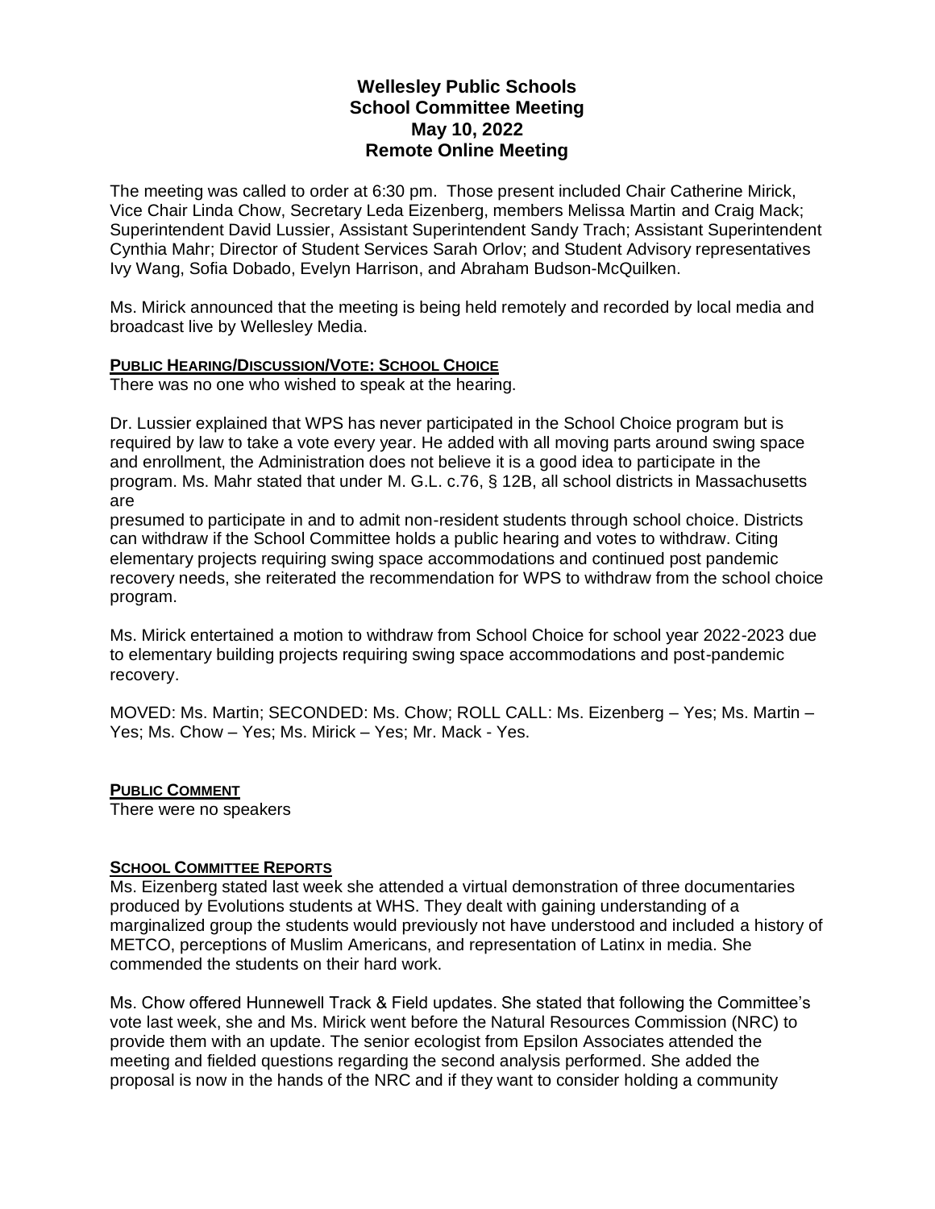# Wellesley Public Schools
## School Committee Meeting
## May 10, 2022
## Remote Online Meeting

The meeting was called to order at 6:30 pm. Those present included Chair Catherine Mirick, Vice Chair Linda Chow, Secretary Leda Eizenberg, members Melissa Martin and Craig Mack; Superintendent David Lussier, Assistant Superintendent Sandy Trach; Assistant Superintendent Cynthia Mahr; Director of Student Services Sarah Orlov; and Student Advisory representatives Ivy Wang, Sofia Dobado, Evelyn Harrison, and Abraham Budson-McQuilken.

Ms. Mirick announced that the meeting is being held remotely and recorded by local media and broadcast live by Wellesley Media.

**PUBLIC HEARING/DISCUSSION/VOTE: SCHOOL CHOICE**

There was no one who wished to speak at the hearing.

Dr. Lussier explained that WPS has never participated in the School Choice program but is required by law to take a vote every year. He added with all moving parts around swing space and enrollment, the Administration does not believe it is a good idea to participate in the program. Ms. Mahr stated that under M. G.L. c.76, § 12B, all school districts in Massachusetts are

presumed to participate in and to admit non-resident students through school choice. Districts can withdraw if the School Committee holds a public hearing and votes to withdraw. Citing elementary projects requiring swing space accommodations and continued post pandemic recovery needs, she reiterated the recommendation for WPS to withdraw from the school choice program.

Ms. Mirick entertained a motion to withdraw from School Choice for school year 2022-2023 due to elementary building projects requiring swing space accommodations and post-pandemic recovery.

MOVED: Ms. Martin; SECONDED: Ms. Chow; ROLL CALL: Ms. Eizenberg – Yes; Ms. Martin – Yes; Ms. Chow – Yes; Ms. Mirick – Yes; Mr. Mack - Yes.

**PUBLIC COMMENT**

There were no speakers

**SCHOOL COMMITTEE REPORTS**

Ms. Eizenberg stated last week she attended a virtual demonstration of three documentaries produced by Evolutions students at WHS. They dealt with gaining understanding of a marginalized group the students would previously not have understood and included a history of METCO, perceptions of Muslim Americans, and representation of Latinx in media. She commended the students on their hard work.

Ms. Chow offered Hunnewell Track & Field updates. She stated that following the Committee's vote last week, she and Ms. Mirick went before the Natural Resources Commission (NRC) to provide them with an update. The senior ecologist from Epsilon Associates attended the meeting and fielded questions regarding the second analysis performed. She added the proposal is now in the hands of the NRC and if they want to consider holding a community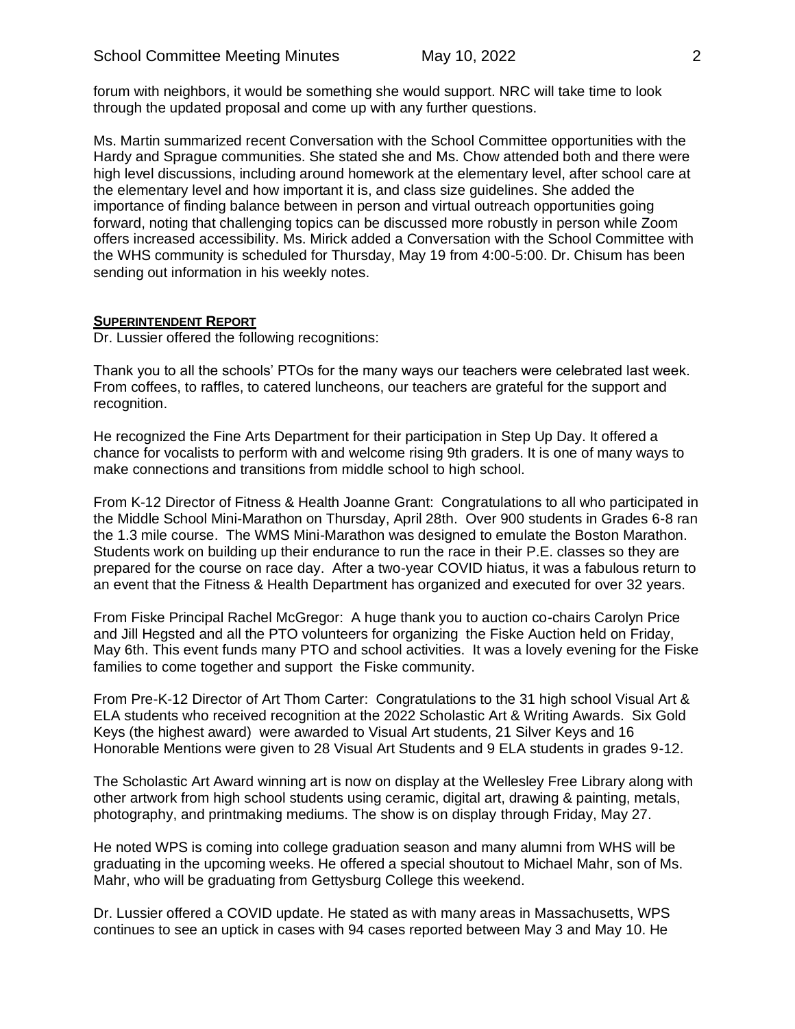forum with neighbors, it would be something she would support. NRC will take time to look through the updated proposal and come up with any further questions.

Ms. Martin summarized recent Conversation with the School Committee opportunities with the Hardy and Sprague communities. She stated she and Ms. Chow attended both and there were high level discussions, including around homework at the elementary level, after school care at the elementary level and how important it is, and class size guidelines. She added the importance of finding balance between in person and virtual outreach opportunities going forward, noting that challenging topics can be discussed more robustly in person while Zoom offers increased accessibility. Ms. Mirick added a Conversation with the School Committee with the WHS community is scheduled for Thursday, May 19 from 4:00-5:00. Dr. Chisum has been sending out information in his weekly notes.

**SUPERINTENDENT REPORT**

Dr. Lussier offered the following recognitions:

Thank you to all the schools' PTOs for the many ways our teachers were celebrated last week. From coffees, to raffles, to catered luncheons, our teachers are grateful for the support and recognition.

He recognized the Fine Arts Department for their participation in Step Up Day. It offered a chance for vocalists to perform with and welcome rising 9th graders. It is one of many ways to make connections and transitions from middle school to high school.

From K-12 Director of Fitness & Health Joanne Grant: Congratulations to all who participated in the Middle School Mini-Marathon on Thursday, April 28th. Over 900 students in Grades 6-8 ran the 1.3 mile course. The WMS Mini-Marathon was designed to emulate the Boston Marathon. Students work on building up their endurance to run the race in their P.E. classes so they are prepared for the course on race day. After a two-year COVID hiatus, it was a fabulous return to an event that the Fitness & Health Department has organized and executed for over 32 years.

From Fiske Principal Rachel McGregor: A huge thank you to auction co-chairs Carolyn Price and Jill Hegsted and all the PTO volunteers for organizing the Fiske Auction held on Friday, May 6th. This event funds many PTO and school activities. It was a lovely evening for the Fiske families to come together and support the Fiske community.

From Pre-K-12 Director of Art Thom Carter: Congratulations to the 31 high school Visual Art & ELA students who received recognition at the 2022 Scholastic Art & Writing Awards. Six Gold Keys (the highest award) were awarded to Visual Art students, 21 Silver Keys and 16 Honorable Mentions were given to 28 Visual Art Students and 9 ELA students in grades 9-12.

The Scholastic Art Award winning art is now on display at the Wellesley Free Library along with other artwork from high school students using ceramic, digital art, drawing & painting, metals, photography, and printmaking mediums. The show is on display through Friday, May 27.

He noted WPS is coming into college graduation season and many alumni from WHS will be graduating in the upcoming weeks. He offered a special shoutout to Michael Mahr, son of Ms. Mahr, who will be graduating from Gettysburg College this weekend.

Dr. Lussier offered a COVID update. He stated as with many areas in Massachusetts, WPS continues to see an uptick in cases with 94 cases reported between May 3 and May 10. He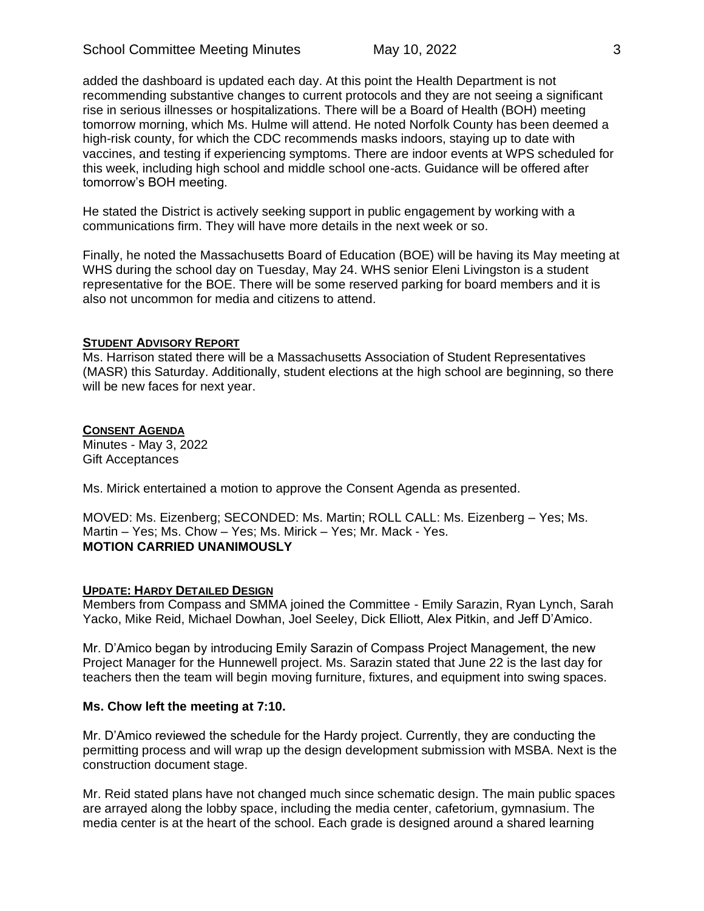added the dashboard is updated each day. At this point the Health Department is not recommending substantive changes to current protocols and they are not seeing a significant rise in serious illnesses or hospitalizations. There will be a Board of Health (BOH) meeting tomorrow morning, which Ms. Hulme will attend. He noted Norfolk County has been deemed a high-risk county, for which the CDC recommends masks indoors, staying up to date with vaccines, and testing if experiencing symptoms. There are indoor events at WPS scheduled for this week, including high school and middle school one-acts. Guidance will be offered after tomorrow's BOH meeting.

He stated the District is actively seeking support in public engagement by working with a communications firm. They will have more details in the next week or so.

Finally, he noted the Massachusetts Board of Education (BOE) will be having its May meeting at WHS during the school day on Tuesday, May 24. WHS senior Eleni Livingston is a student representative for the BOE. There will be some reserved parking for board members and it is also not uncommon for media and citizens to attend.

**STUDENT ADVISORY REPORT**

Ms. Harrison stated there will be a Massachusetts Association of Student Representatives (MASR) this Saturday. Additionally, student elections at the high school are beginning, so there will be new faces for next year.

**CONSENT AGENDA**

Minutes - May 3, 2022
Gift Acceptances

Ms. Mirick entertained a motion to approve the Consent Agenda as presented.

MOVED: Ms. Eizenberg; SECONDED: Ms. Martin; ROLL CALL: Ms. Eizenberg – Yes; Ms. Martin – Yes; Ms. Chow – Yes; Ms. Mirick – Yes; Mr. Mack - Yes.
**MOTION CARRIED UNANIMOUSLY**

**UPDATE: HARDY DETAILED DESIGN**

Members from Compass and SMMA joined the Committee - Emily Sarazin, Ryan Lynch, Sarah Yacko, Mike Reid, Michael Dowhan, Joel Seeley, Dick Elliott, Alex Pitkin, and Jeff D'Amico.

Mr. D'Amico began by introducing Emily Sarazin of Compass Project Management, the new Project Manager for the Hunnewell project. Ms. Sarazin stated that June 22 is the last day for teachers then the team will begin moving furniture, fixtures, and equipment into swing spaces.

**Ms. Chow left the meeting at 7:10.**

Mr. D'Amico reviewed the schedule for the Hardy project. Currently, they are conducting the permitting process and will wrap up the design development submission with MSBA. Next is the construction document stage.

Mr. Reid stated plans have not changed much since schematic design. The main public spaces are arrayed along the lobby space, including the media center, cafetorium, gymnasium. The media center is at the heart of the school. Each grade is designed around a shared learning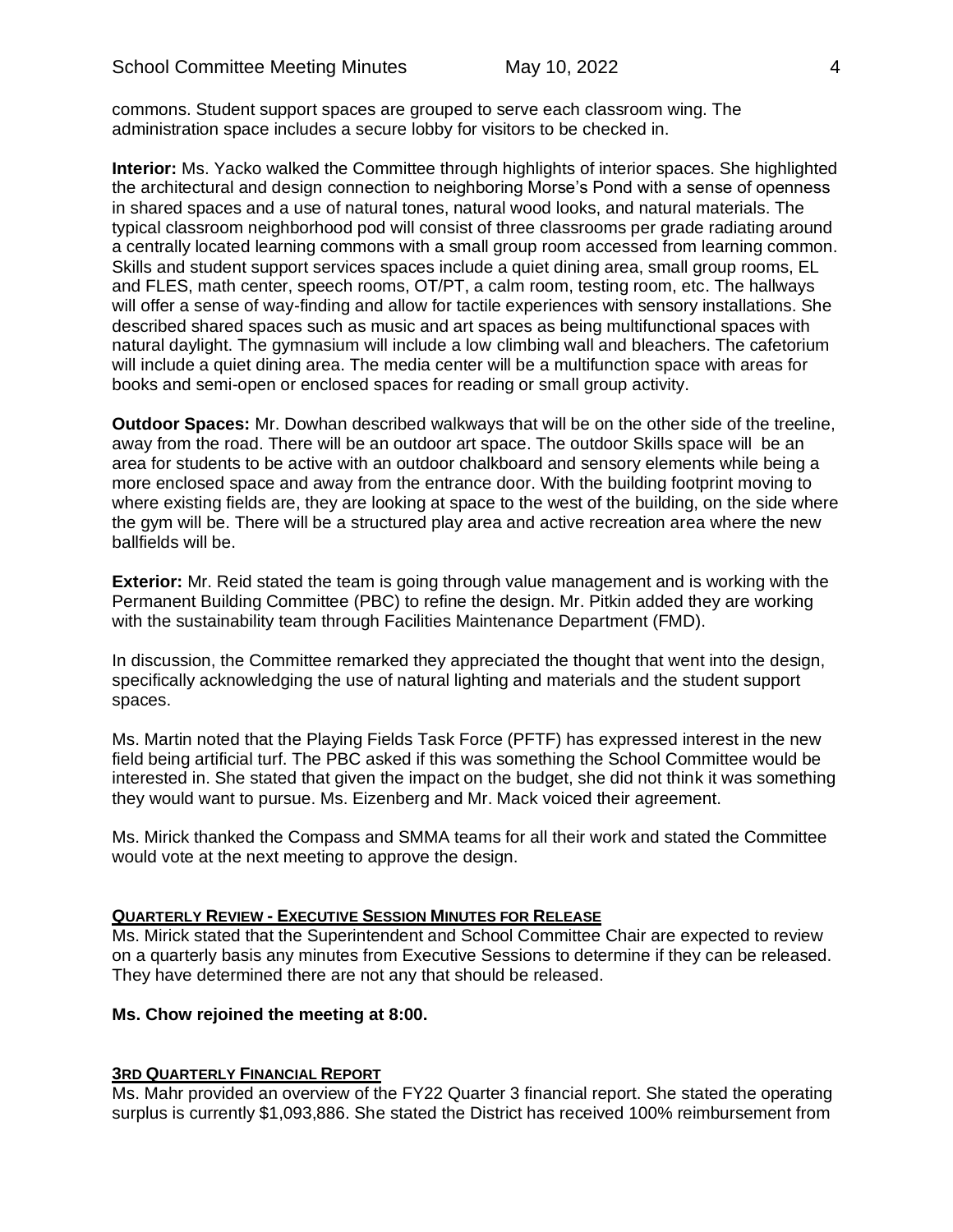commons. Student support spaces are grouped to serve each classroom wing. The administration space includes a secure lobby for visitors to be checked in.

**Interior:** Ms. Yacko walked the Committee through highlights of interior spaces. She highlighted the architectural and design connection to neighboring Morse's Pond with a sense of openness in shared spaces and a use of natural tones, natural wood looks, and natural materials. The typical classroom neighborhood pod will consist of three classrooms per grade radiating around a centrally located learning commons with a small group room accessed from learning common. Skills and student support services spaces include a quiet dining area, small group rooms, EL and FLES, math center, speech rooms, OT/PT, a calm room, testing room, etc. The hallways will offer a sense of way-finding and allow for tactile experiences with sensory installations. She described shared spaces such as music and art spaces as being multifunctional spaces with natural daylight. The gymnasium will include a low climbing wall and bleachers. The cafetorium will include a quiet dining area. The media center will be a multifunction space with areas for books and semi-open or enclosed spaces for reading or small group activity.

**Outdoor Spaces:** Mr. Dowhan described walkways that will be on the other side of the treeline, away from the road. There will be an outdoor art space. The outdoor Skills space will be an area for students to be active with an outdoor chalkboard and sensory elements while being a more enclosed space and away from the entrance door. With the building footprint moving to where existing fields are, they are looking at space to the west of the building, on the side where the gym will be. There will be a structured play area and active recreation area where the new ballfields will be.

**Exterior:** Mr. Reid stated the team is going through value management and is working with the Permanent Building Committee (PBC) to refine the design. Mr. Pitkin added they are working with the sustainability team through Facilities Maintenance Department (FMD).

In discussion, the Committee remarked they appreciated the thought that went into the design, specifically acknowledging the use of natural lighting and materials and the student support spaces.

Ms. Martin noted that the Playing Fields Task Force (PFTF) has expressed interest in the new field being artificial turf. The PBC asked if this was something the School Committee would be interested in. She stated that given the impact on the budget, she did not think it was something they would want to pursue. Ms. Eizenberg and Mr. Mack voiced their agreement.

Ms. Mirick thanked the Compass and SMMA teams for all their work and stated the Committee would vote at the next meeting to approve the design.

## QUARTERLY REVIEW - EXECUTIVE SESSION MINUTES FOR RELEASE

Ms. Mirick stated that the Superintendent and School Committee Chair are expected to review on a quarterly basis any minutes from Executive Sessions to determine if they can be released. They have determined there are not any that should be released.

**Ms. Chow rejoined the meeting at 8:00.**

## 3RD QUARTERLY FINANCIAL REPORT

Ms. Mahr provided an overview of the FY22 Quarter 3 financial report. She stated the operating surplus is currently $1,093,886. She stated the District has received 100% reimbursement from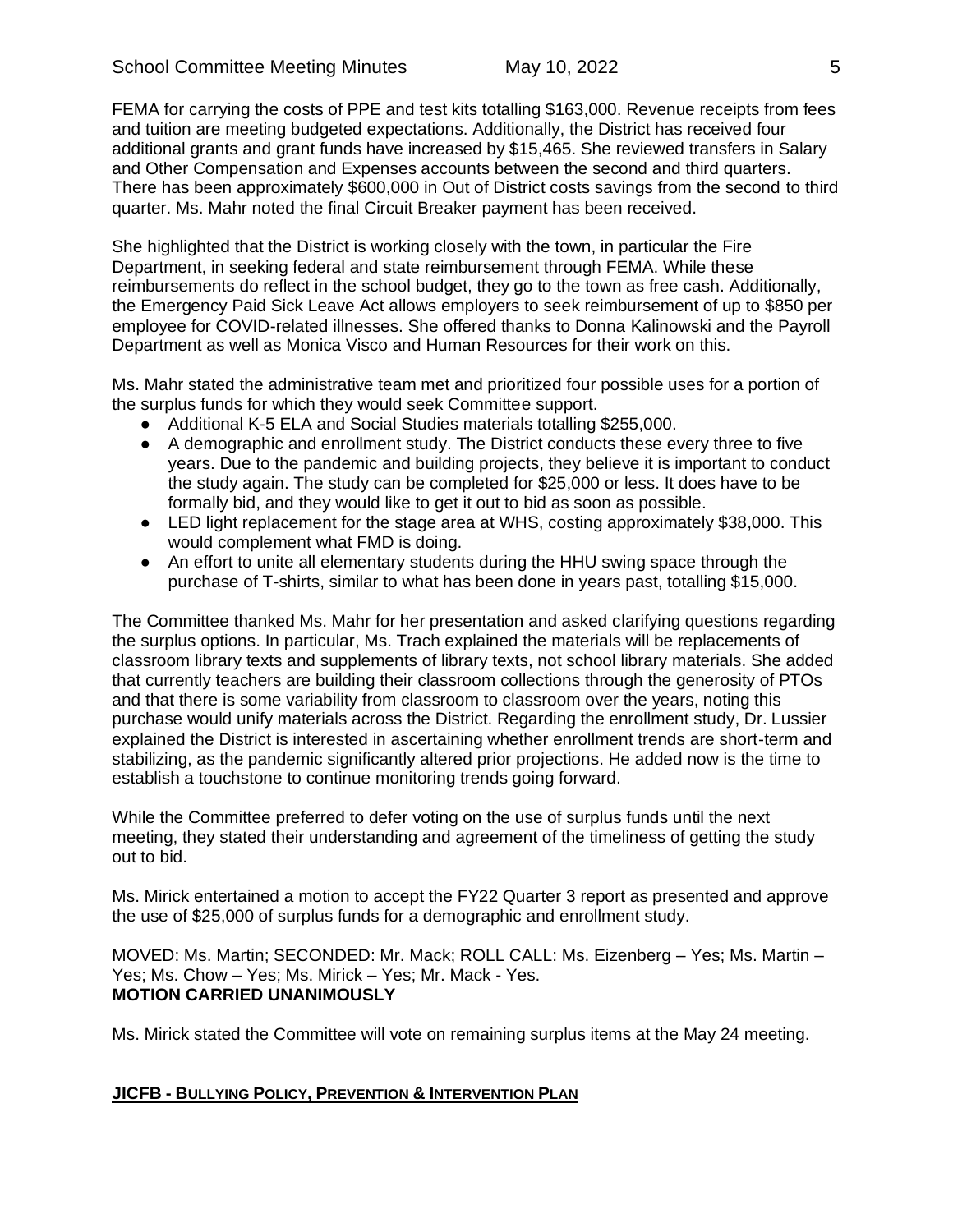FEMA for carrying the costs of PPE and test kits totalling $163,000. Revenue receipts from fees and tuition are meeting budgeted expectations. Additionally, the District has received four additional grants and grant funds have increased by $15,465. She reviewed transfers in Salary and Other Compensation and Expenses accounts between the second and third quarters. There has been approximately $600,000 in Out of District costs savings from the second to third quarter. Ms. Mahr noted the final Circuit Breaker payment has been received.

She highlighted that the District is working closely with the town, in particular the Fire Department, in seeking federal and state reimbursement through FEMA. While these reimbursements do reflect in the school budget, they go to the town as free cash. Additionally, the Emergency Paid Sick Leave Act allows employers to seek reimbursement of up to $850 per employee for COVID-related illnesses. She offered thanks to Donna Kalinowski and the Payroll Department as well as Monica Visco and Human Resources for their work on this.

Ms. Mahr stated the administrative team met and prioritized four possible uses for a portion of the surplus funds for which they would seek Committee support.

- Additional K-5 ELA and Social Studies materials totalling $255,000.
- A demographic and enrollment study. The District conducts these every three to five years. Due to the pandemic and building projects, they believe it is important to conduct the study again. The study can be completed for $25,000 or less. It does have to be formally bid, and they would like to get it out to bid as soon as possible.
- LED light replacement for the stage area at WHS, costing approximately $38,000. This would complement what FMD is doing.
- An effort to unite all elementary students during the HHU swing space through the purchase of T-shirts, similar to what has been done in years past, totalling $15,000.

The Committee thanked Ms. Mahr for her presentation and asked clarifying questions regarding the surplus options. In particular, Ms. Trach explained the materials will be replacements of classroom library texts and supplements of library texts, not school library materials. She added that currently teachers are building their classroom collections through the generosity of PTOs and that there is some variability from classroom to classroom over the years, noting this purchase would unify materials across the District. Regarding the enrollment study, Dr. Lussier explained the District is interested in ascertaining whether enrollment trends are short-term and stabilizing, as the pandemic significantly altered prior projections. He added now is the time to establish a touchstone to continue monitoring trends going forward.

While the Committee preferred to defer voting on the use of surplus funds until the next meeting, they stated their understanding and agreement of the timeliness of getting the study out to bid.

Ms. Mirick entertained a motion to accept the FY22 Quarter 3 report as presented and approve the use of $25,000 of surplus funds for a demographic and enrollment study.

MOVED: Ms. Martin; SECONDED: Mr. Mack; ROLL CALL: Ms. Eizenberg – Yes; Ms. Martin – Yes; Ms. Chow – Yes; Ms. Mirick – Yes; Mr. Mack - Yes.
**MOTION CARRIED UNANIMOUSLY**

Ms. Mirick stated the Committee will vote on remaining surplus items at the May 24 meeting.

## JICFB - BULLYING POLICY, PREVENTION & INTERVENTION PLAN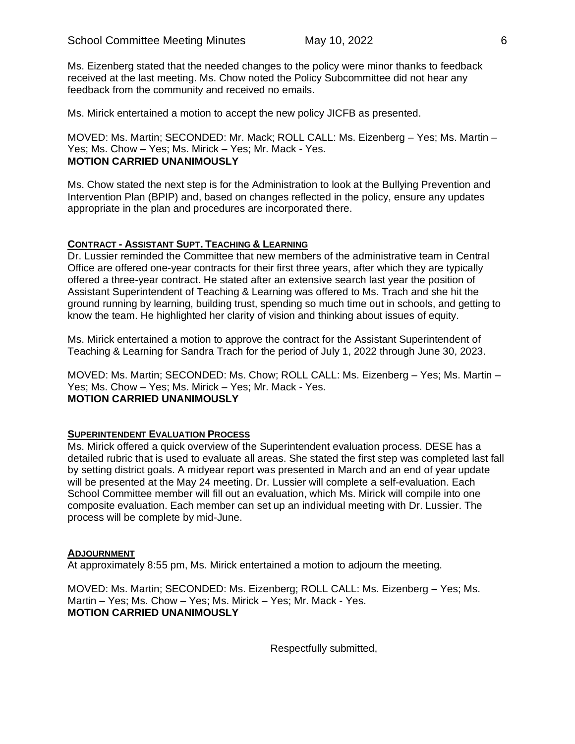Ms. Eizenberg stated that the needed changes to the policy were minor thanks to feedback received at the last meeting. Ms. Chow noted the Policy Subcommittee did not hear any feedback from the community and received no emails.

Ms. Mirick entertained a motion to accept the new policy JICFB as presented.

MOVED: Ms. Martin; SECONDED: Mr. Mack; ROLL CALL: Ms. Eizenberg – Yes; Ms. Martin – Yes; Ms. Chow – Yes; Ms. Mirick – Yes; Mr. Mack - Yes.
**MOTION CARRIED UNANIMOUSLY**

Ms. Chow stated the next step is for the Administration to look at the Bullying Prevention and Intervention Plan (BPIP) and, based on changes reflected in the policy, ensure any updates appropriate in the plan and procedures are incorporated there.

## CONTRACT - ASSISTANT SUPT. TEACHING & LEARNING

Dr. Lussier reminded the Committee that new members of the administrative team in Central Office are offered one-year contracts for their first three years, after which they are typically offered a three-year contract. He stated after an extensive search last year the position of Assistant Superintendent of Teaching & Learning was offered to Ms. Trach and she hit the ground running by learning, building trust, spending so much time out in schools, and getting to know the team. He highlighted her clarity of vision and thinking about issues of equity.

Ms. Mirick entertained a motion to approve the contract for the Assistant Superintendent of Teaching & Learning for Sandra Trach for the period of July 1, 2022 through June 30, 2023.

MOVED: Ms. Martin; SECONDED: Ms. Chow; ROLL CALL: Ms. Eizenberg – Yes; Ms. Martin – Yes; Ms. Chow – Yes; Ms. Mirick – Yes; Mr. Mack - Yes.
**MOTION CARRIED UNANIMOUSLY**

## SUPERINTENDENT EVALUATION PROCESS

Ms. Mirick offered a quick overview of the Superintendent evaluation process. DESE has a detailed rubric that is used to evaluate all areas. She stated the first step was completed last fall by setting district goals. A midyear report was presented in March and an end of year update will be presented at the May 24 meeting. Dr. Lussier will complete a self-evaluation. Each School Committee member will fill out an evaluation, which Ms. Mirick will compile into one composite evaluation. Each member can set up an individual meeting with Dr. Lussier. The process will be complete by mid-June.

## ADJOURNMENT

At approximately 8:55 pm, Ms. Mirick entertained a motion to adjourn the meeting.

MOVED: Ms. Martin; SECONDED: Ms. Eizenberg; ROLL CALL: Ms. Eizenberg – Yes; Ms. Martin – Yes; Ms. Chow – Yes; Ms. Mirick – Yes; Mr. Mack - Yes.
**MOTION CARRIED UNANIMOUSLY**

Respectfully submitted,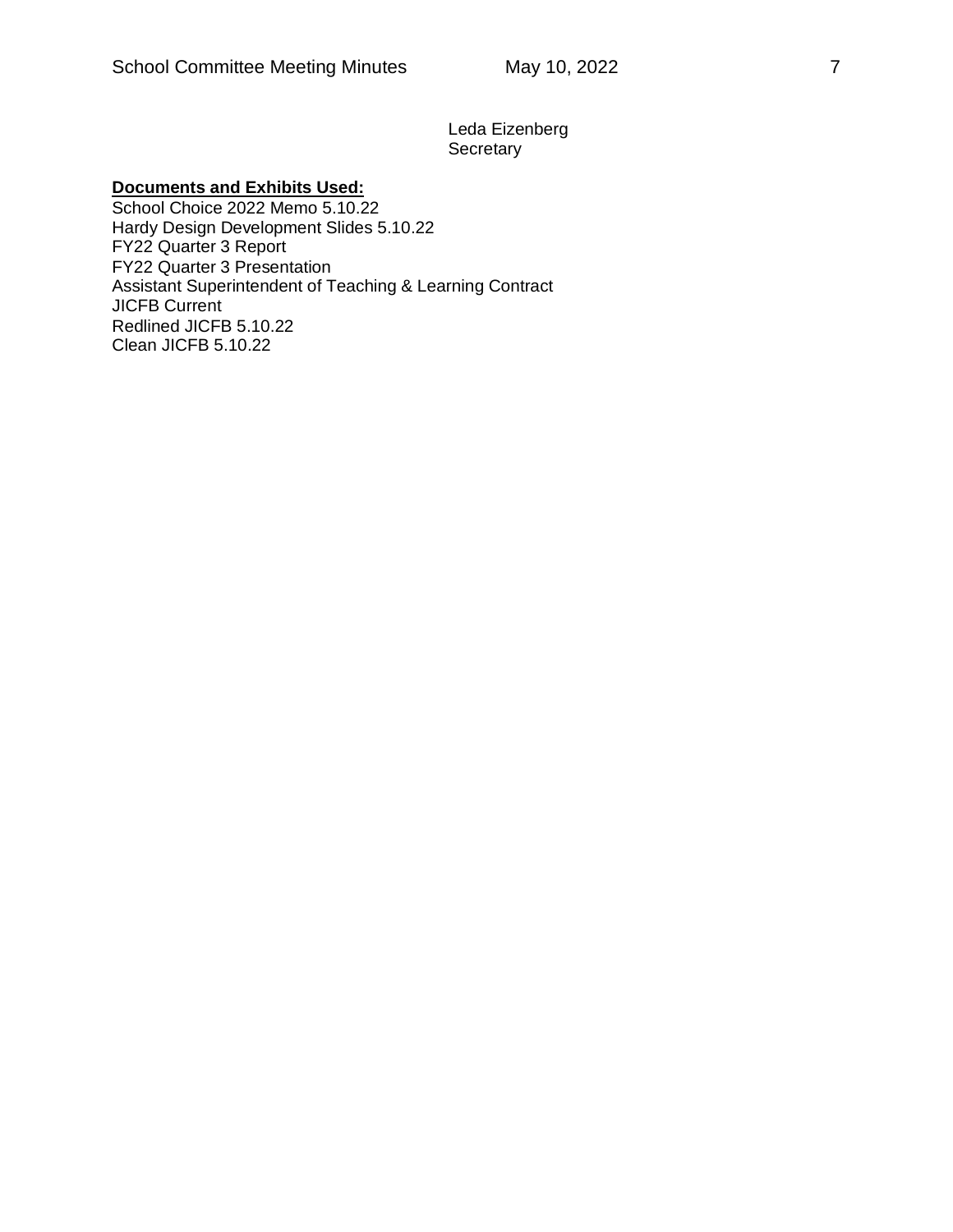Leda Eizenberg
Secretary

**Documents and Exhibits Used:**

School Choice 2022 Memo 5.10.22
Hardy Design Development Slides 5.10.22
FY22 Quarter 3 Report
FY22 Quarter 3 Presentation
Assistant Superintendent of Teaching & Learning Contract
JICFB Current
Redlined JICFB 5.10.22
Clean JICFB 5.10.22